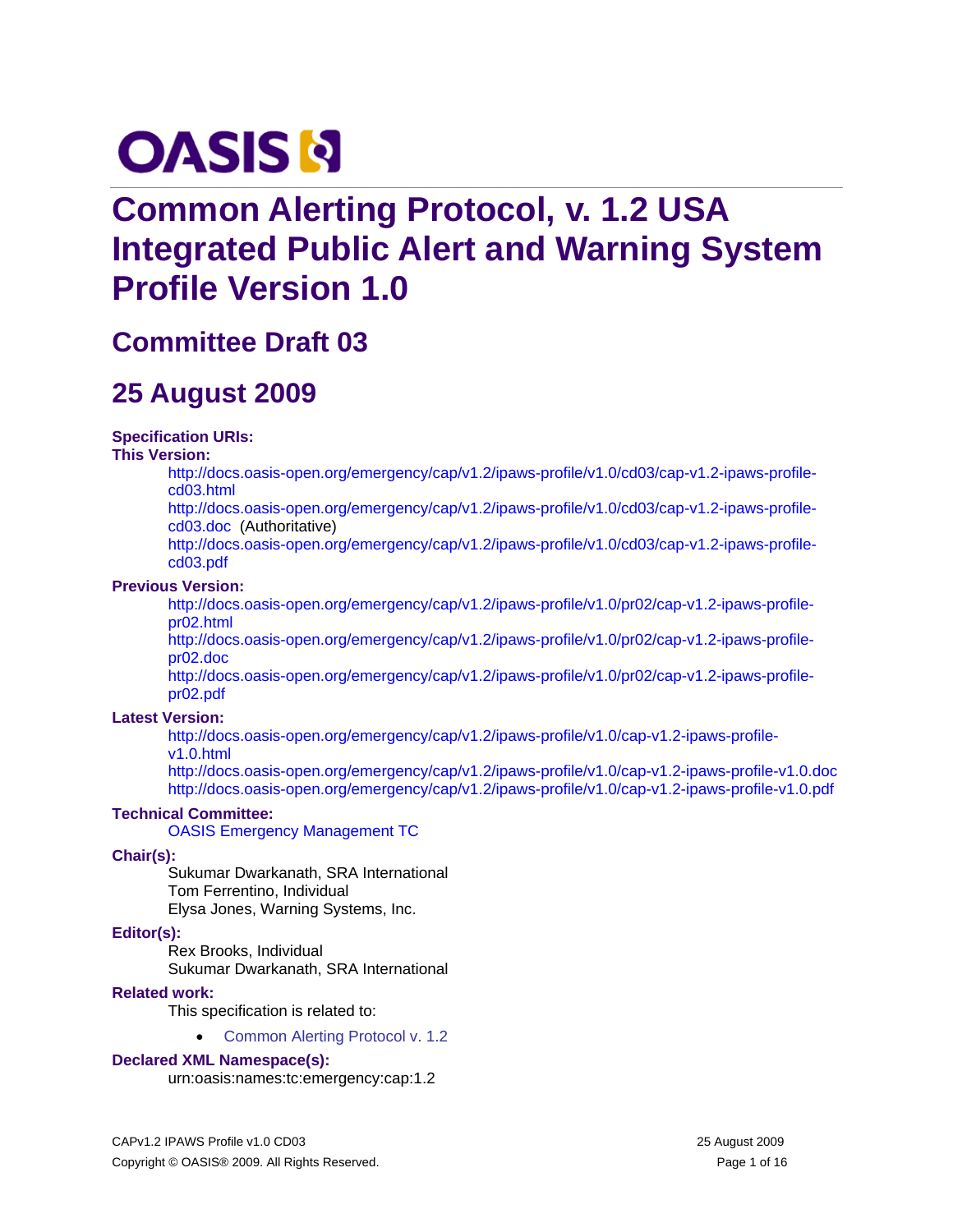OASIS

# Common Alerting Protocol, v. 1.2 USA Integrated Public Alert and Warning System Profile Version 1.0

## Committee Draft 03

## 25 August 2009

**Specification URIs:**

**This Version:**

http://docs.oasis-open.org/emergency/cap/v1.2/ipaws-profile/v1.0/cd03/cap-v1.2-ipaws-profile-cd03.html
http://docs.oasis-open.org/emergency/cap/v1.2/ipaws-profile/v1.0/cd03/cap-v1.2-ipaws-profile-cd03.doc (Authoritative)
http://docs.oasis-open.org/emergency/cap/v1.2/ipaws-profile/v1.0/cd03/cap-v1.2-ipaws-profile-cd03.pdf

**Previous Version:**

http://docs.oasis-open.org/emergency/cap/v1.2/ipaws-profile/v1.0/pr02/cap-v1.2-ipaws-profile-pr02.html
http://docs.oasis-open.org/emergency/cap/v1.2/ipaws-profile/v1.0/pr02/cap-v1.2-ipaws-profile-pr02.doc
http://docs.oasis-open.org/emergency/cap/v1.2/ipaws-profile/v1.0/pr02/cap-v1.2-ipaws-profile-pr02.pdf

**Latest Version:**

http://docs.oasis-open.org/emergency/cap/v1.2/ipaws-profile/v1.0/cap-v1.2-ipaws-profile-v1.0.html
http://docs.oasis-open.org/emergency/cap/v1.2/ipaws-profile/v1.0/cap-v1.2-ipaws-profile-v1.0.doc
http://docs.oasis-open.org/emergency/cap/v1.2/ipaws-profile/v1.0/cap-v1.2-ipaws-profile-v1.0.pdf

**Technical Committee:**

OASIS Emergency Management TC

**Chair(s):**

Sukumar Dwarkanath, SRA International
Tom Ferrentino, Individual
Elysa Jones, Warning Systems, Inc.

**Editor(s):**

Rex Brooks, Individual
Sukumar Dwarkanath, SRA International

**Related work:**

This specification is related to:

- Common Alerting Protocol v. 1.2

**Declared XML Namespace(s):**

urn:oasis:names:tc:emergency:cap:1.2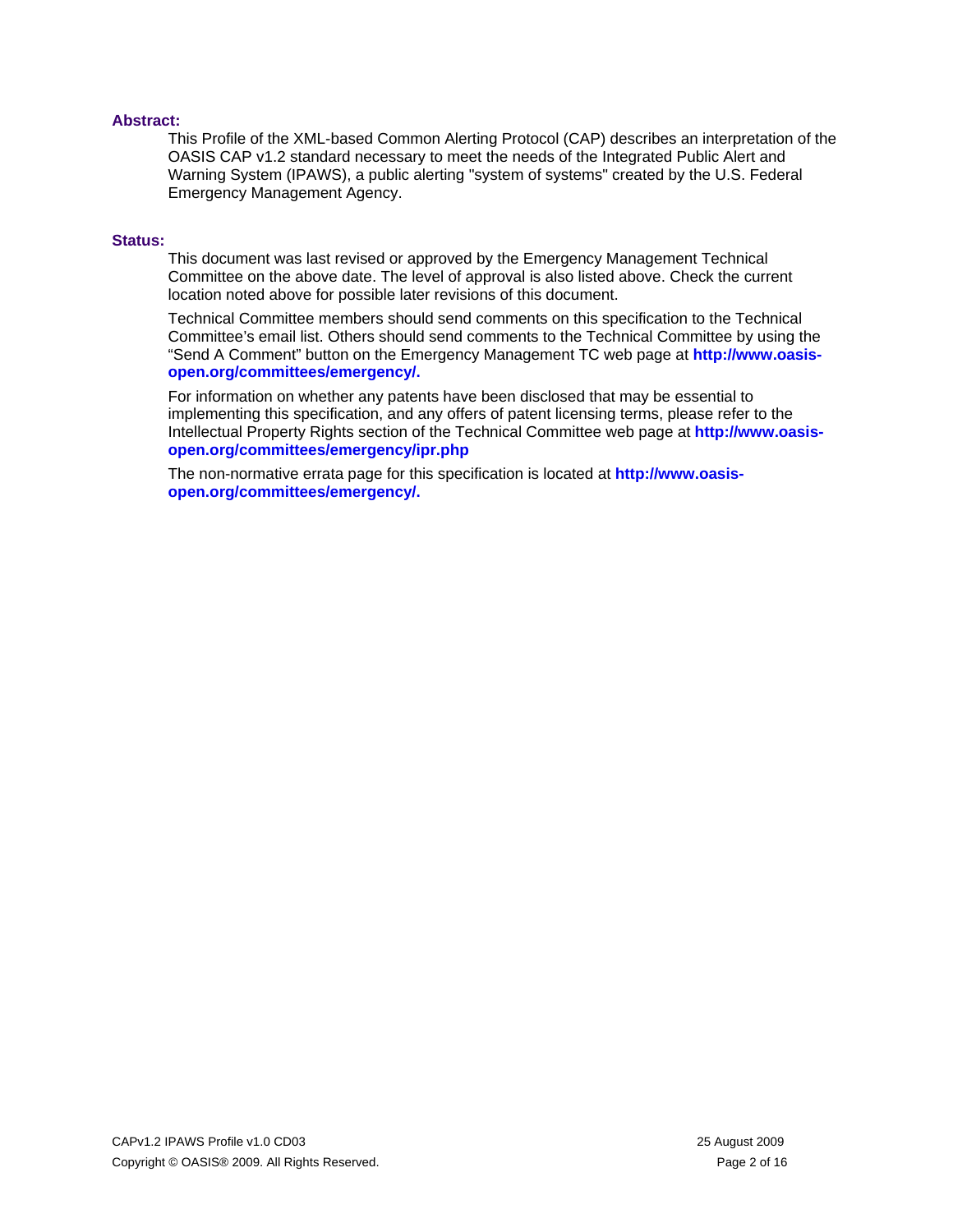**Abstract:**

This Profile of the XML-based Common Alerting Protocol (CAP) describes an interpretation of the OASIS CAP v1.2 standard necessary to meet the needs of the Integrated Public Alert and Warning System (IPAWS), a public alerting "system of systems" created by the U.S. Federal Emergency Management Agency.

**Status:**

This document was last revised or approved by the Emergency Management Technical Committee on the above date. The level of approval is also listed above. Check the current location noted above for possible later revisions of this document.

Technical Committee members should send comments on this specification to the Technical Committee's email list. Others should send comments to the Technical Committee by using the "Send A Comment" button on the Emergency Management TC web page at **http://www.oasis-open.org/committees/emergency/.**

For information on whether any patents have been disclosed that may be essential to implementing this specification, and any offers of patent licensing terms, please refer to the Intellectual Property Rights section of the Technical Committee web page at **http://www.oasis-open.org/committees/emergency/ipr.php**

The non-normative errata page for this specification is located at **http://www.oasis-open.org/committees/emergency/.**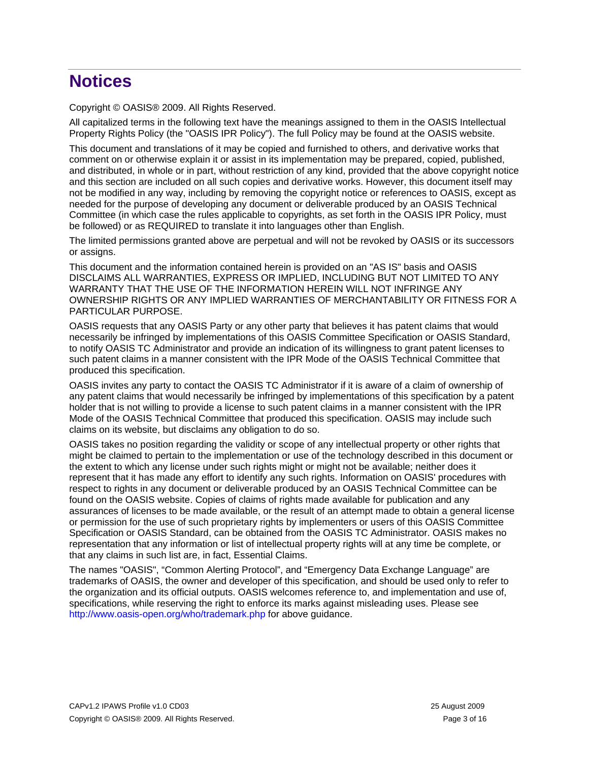# Notices

Copyright © OASIS® 2009. All Rights Reserved.

All capitalized terms in the following text have the meanings assigned to them in the OASIS Intellectual Property Rights Policy (the "OASIS IPR Policy"). The full Policy may be found at the OASIS website.

This document and translations of it may be copied and furnished to others, and derivative works that comment on or otherwise explain it or assist in its implementation may be prepared, copied, published, and distributed, in whole or in part, without restriction of any kind, provided that the above copyright notice and this section are included on all such copies and derivative works. However, this document itself may not be modified in any way, including by removing the copyright notice or references to OASIS, except as needed for the purpose of developing any document or deliverable produced by an OASIS Technical Committee (in which case the rules applicable to copyrights, as set forth in the OASIS IPR Policy, must be followed) or as REQUIRED to translate it into languages other than English.

The limited permissions granted above are perpetual and will not be revoked by OASIS or its successors or assigns.

This document and the information contained herein is provided on an "AS IS" basis and OASIS DISCLAIMS ALL WARRANTIES, EXPRESS OR IMPLIED, INCLUDING BUT NOT LIMITED TO ANY WARRANTY THAT THE USE OF THE INFORMATION HEREIN WILL NOT INFRINGE ANY OWNERSHIP RIGHTS OR ANY IMPLIED WARRANTIES OF MERCHANTABILITY OR FITNESS FOR A PARTICULAR PURPOSE.

OASIS requests that any OASIS Party or any other party that believes it has patent claims that would necessarily be infringed by implementations of this OASIS Committee Specification or OASIS Standard, to notify OASIS TC Administrator and provide an indication of its willingness to grant patent licenses to such patent claims in a manner consistent with the IPR Mode of the OASIS Technical Committee that produced this specification.

OASIS invites any party to contact the OASIS TC Administrator if it is aware of a claim of ownership of any patent claims that would necessarily be infringed by implementations of this specification by a patent holder that is not willing to provide a license to such patent claims in a manner consistent with the IPR Mode of the OASIS Technical Committee that produced this specification. OASIS may include such claims on its website, but disclaims any obligation to do so.

OASIS takes no position regarding the validity or scope of any intellectual property or other rights that might be claimed to pertain to the implementation or use of the technology described in this document or the extent to which any license under such rights might or might not be available; neither does it represent that it has made any effort to identify any such rights. Information on OASIS' procedures with respect to rights in any document or deliverable produced by an OASIS Technical Committee can be found on the OASIS website. Copies of claims of rights made available for publication and any assurances of licenses to be made available, or the result of an attempt made to obtain a general license or permission for the use of such proprietary rights by implementers or users of this OASIS Committee Specification or OASIS Standard, can be obtained from the OASIS TC Administrator. OASIS makes no representation that any information or list of intellectual property rights will at any time be complete, or that any claims in such list are, in fact, Essential Claims.

The names "OASIS", "Common Alerting Protocol", and "Emergency Data Exchange Language" are trademarks of OASIS, the owner and developer of this specification, and should be used only to refer to the organization and its official outputs. OASIS welcomes reference to, and implementation and use of, specifications, while reserving the right to enforce its marks against misleading uses. Please see http://www.oasis-open.org/who/trademark.php for above guidance.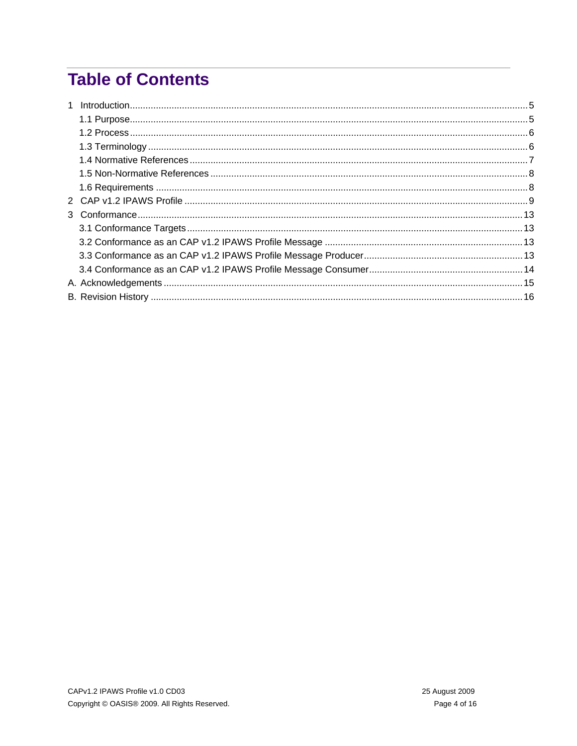# Table of Contents

1 Introduction ..... 5
  1.1 Purpose ..... 5
  1.2 Process ..... 6
  1.3 Terminology ..... 6
  1.4 Normative References ..... 7
  1.5 Non-Normative References ..... 8
  1.6 Requirements ..... 8
2 CAP v1.2 IPAWS Profile ..... 9
3 Conformance ..... 13
  3.1 Conformance Targets ..... 13
  3.2 Conformance as an CAP v1.2 IPAWS Profile Message ..... 13
  3.3 Conformance as an CAP v1.2 IPAWS Profile Message Producer ..... 13
  3.4 Conformance as an CAP v1.2 IPAWS Profile Message Consumer ..... 14
A. Acknowledgements ..... 15
B. Revision History ..... 16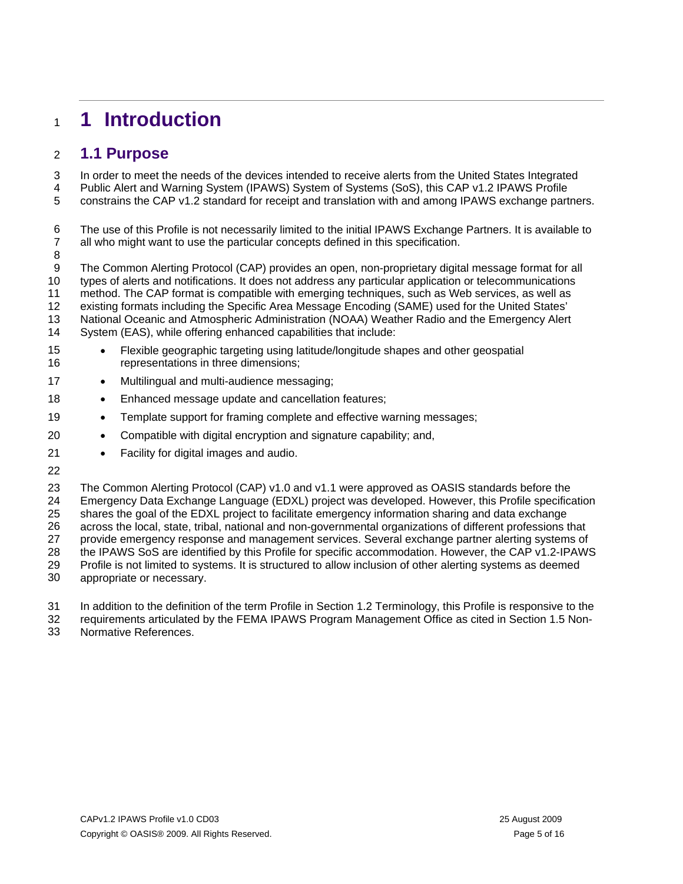# 1 Introduction

## 1.1 Purpose

In order to meet the needs of the devices intended to receive alerts from the United States Integrated Public Alert and Warning System (IPAWS) System of Systems (SoS), this CAP v1.2 IPAWS Profile constrains the CAP v1.2 standard for receipt and translation with and among IPAWS exchange partners.

The use of this Profile is not necessarily limited to the initial IPAWS Exchange Partners. It is available to all who might want to use the particular concepts defined in this specification.

The Common Alerting Protocol (CAP) provides an open, non-proprietary digital message format for all types of alerts and notifications. It does not address any particular application or telecommunications method. The CAP format is compatible with emerging techniques, such as Web services, as well as existing formats including the Specific Area Message Encoding (SAME) used for the United States' National Oceanic and Atmospheric Administration (NOAA) Weather Radio and the Emergency Alert System (EAS), while offering enhanced capabilities that include:

- Flexible geographic targeting using latitude/longitude shapes and other geospatial representations in three dimensions;
- Multilingual and multi-audience messaging;
- Enhanced message update and cancellation features;
- Template support for framing complete and effective warning messages;
- Compatible with digital encryption and signature capability; and,
- Facility for digital images and audio.

The Common Alerting Protocol (CAP) v1.0 and v1.1 were approved as OASIS standards before the Emergency Data Exchange Language (EDXL) project was developed. However, this Profile specification shares the goal of the EDXL project to facilitate emergency information sharing and data exchange across the local, state, tribal, national and non-governmental organizations of different professions that provide emergency response and management services. Several exchange partner alerting systems of the IPAWS SoS are identified by this Profile for specific accommodation. However, the CAP v1.2-IPAWS Profile is not limited to systems. It is structured to allow inclusion of other alerting systems as deemed appropriate or necessary.

In addition to the definition of the term Profile in Section 1.2 Terminology, this Profile is responsive to the requirements articulated by the FEMA IPAWS Program Management Office as cited in Section 1.5 Non-Normative References.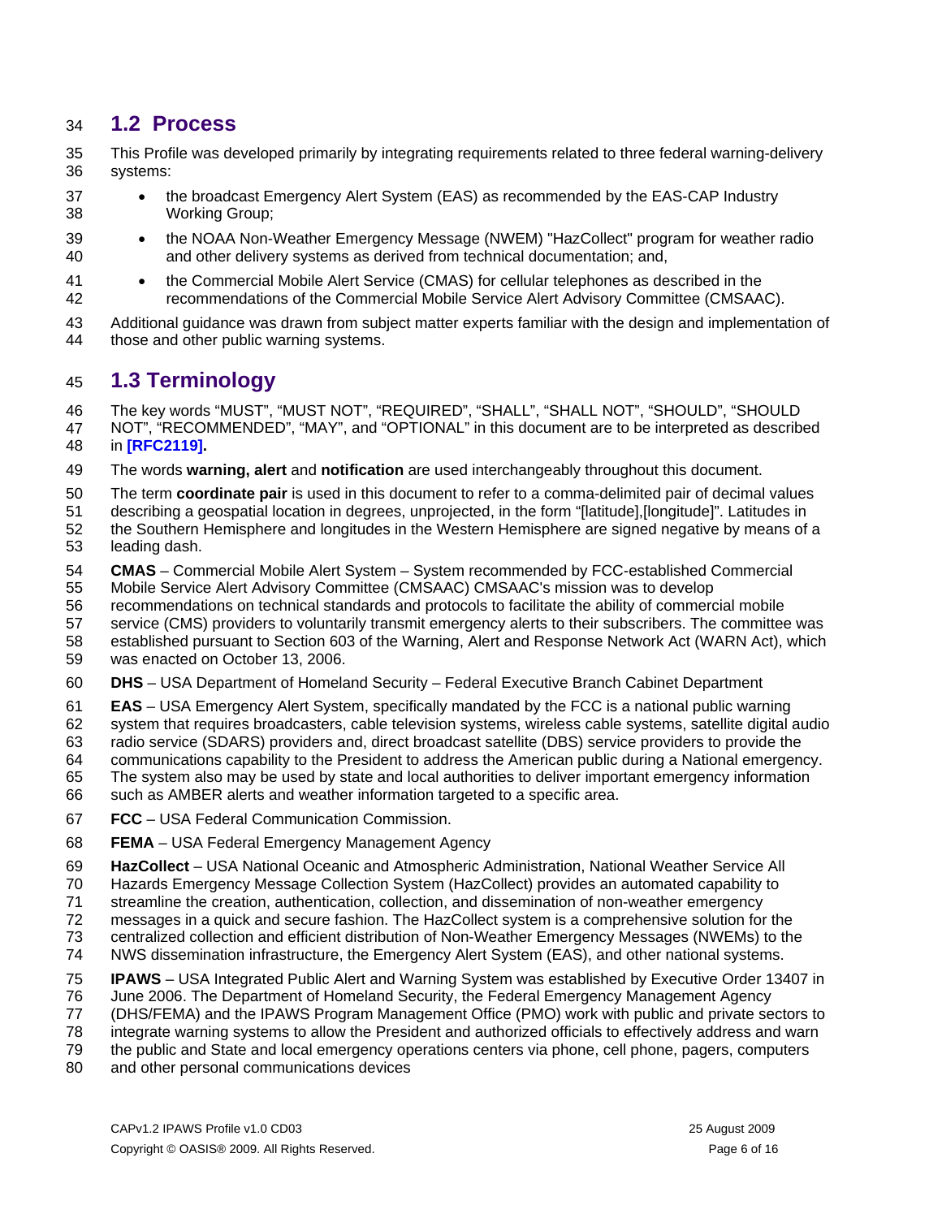## 1.2 Process

This Profile was developed primarily by integrating requirements related to three federal warning-delivery systems:

- the broadcast Emergency Alert System (EAS) as recommended by the EAS-CAP Industry Working Group;
- the NOAA Non-Weather Emergency Message (NWEM) "HazCollect" program for weather radio and other delivery systems as derived from technical documentation; and,
- the Commercial Mobile Alert Service (CMAS) for cellular telephones as described in the recommendations of the Commercial Mobile Service Alert Advisory Committee (CMSAAC).

Additional guidance was drawn from subject matter experts familiar with the design and implementation of those and other public warning systems.

## 1.3 Terminology

The key words “MUST”, “MUST NOT”, “REQUIRED”, “SHALL”, “SHALL NOT”, “SHOULD”, “SHOULD NOT”, “RECOMMENDED”, “MAY”, and “OPTIONAL” in this document are to be interpreted as described in **[RFC2119].**

The words **warning, alert** and **notification** are used interchangeably throughout this document.

The term **coordinate pair** is used in this document to refer to a comma-delimited pair of decimal values describing a geospatial location in degrees, unprojected, in the form “[latitude],[longitude]”. Latitudes in the Southern Hemisphere and longitudes in the Western Hemisphere are signed negative by means of a leading dash.

**CMAS** – Commercial Mobile Alert System – System recommended by FCC-established Commercial Mobile Service Alert Advisory Committee (CMSAAC) CMSAAC's mission was to develop recommendations on technical standards and protocols to facilitate the ability of commercial mobile service (CMS) providers to voluntarily transmit emergency alerts to their subscribers. The committee was established pursuant to Section 603 of the Warning, Alert and Response Network Act (WARN Act), which was enacted on October 13, 2006.

**DHS** – USA Department of Homeland Security – Federal Executive Branch Cabinet Department

**EAS** – USA Emergency Alert System, specifically mandated by the FCC is a national public warning system that requires broadcasters, cable television systems, wireless cable systems, satellite digital audio radio service (SDARS) providers and, direct broadcast satellite (DBS) service providers to provide the communications capability to the President to address the American public during a National emergency. The system also may be used by state and local authorities to deliver important emergency information such as AMBER alerts and weather information targeted to a specific area.

**FCC** – USA Federal Communication Commission.

**FEMA** – USA Federal Emergency Management Agency

**HazCollect** – USA National Oceanic and Atmospheric Administration, National Weather Service All Hazards Emergency Message Collection System (HazCollect) provides an automated capability to streamline the creation, authentication, collection, and dissemination of non-weather emergency messages in a quick and secure fashion. The HazCollect system is a comprehensive solution for the centralized collection and efficient distribution of Non-Weather Emergency Messages (NWEMs) to the NWS dissemination infrastructure, the Emergency Alert System (EAS), and other national systems.

**IPAWS** – USA Integrated Public Alert and Warning System was established by Executive Order 13407 in June 2006. The Department of Homeland Security, the Federal Emergency Management Agency (DHS/FEMA) and the IPAWS Program Management Office (PMO) work with public and private sectors to integrate warning systems to allow the President and authorized officials to effectively address and warn the public and State and local emergency operations centers via phone, cell phone, pagers, computers and other personal communications devices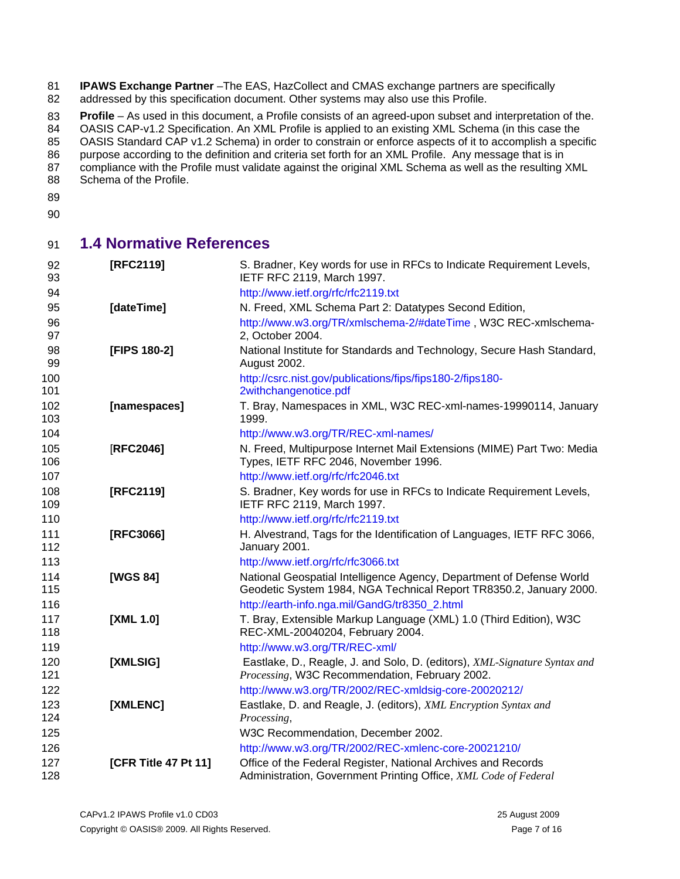**IPAWS Exchange Partner** –The EAS, HazCollect and CMAS exchange partners are specifically addressed by this specification document. Other systems may also use this Profile.

**Profile** – As used in this document, a Profile consists of an agreed-upon subset and interpretation of the. OASIS CAP-v1.2 Specification. An XML Profile is applied to an existing XML Schema (in this case the OASIS Standard CAP v1.2 Schema) in order to constrain or enforce aspects of it to accomplish a specific purpose according to the definition and criteria set forth for an XML Profile. Any message that is in compliance with the Profile must validate against the original XML Schema as well as the resulting XML Schema of the Profile.

## 1.4 Normative References

**[RFC2119]** S. Bradner, Key words for use in RFCs to Indicate Requirement Levels, IETF RFC 2119, March 1997.
http://www.ietf.org/rfc/rfc2119.txt

**[dateTime]** N. Freed, XML Schema Part 2: Datatypes Second Edition,
http://www.w3.org/TR/xmlschema-2/#dateTime , W3C REC-xmlschema-2, October 2004.

**[FIPS 180-2]** National Institute for Standards and Technology, Secure Hash Standard, August 2002.
http://csrc.nist.gov/publications/fips/fips180-2/fips180-2withchangenotice.pdf

**[namespaces]** T. Bray, Namespaces in XML, W3C REC-xml-names-19990114, January 1999.
http://www.w3.org/TR/REC-xml-names/

**[RFC2046]** N. Freed, Multipurpose Internet Mail Extensions (MIME) Part Two: Media Types, IETF RFC 2046, November 1996.
http://www.ietf.org/rfc/rfc2046.txt

**[RFC2119]** S. Bradner, Key words for use in RFCs to Indicate Requirement Levels, IETF RFC 2119, March 1997.
http://www.ietf.org/rfc/rfc2119.txt

**[RFC3066]** H. Alvestrand, Tags for the Identification of Languages, IETF RFC 3066, January 2001.
http://www.ietf.org/rfc/rfc3066.txt

**[WGS 84]** National Geospatial Intelligence Agency, Department of Defense World Geodetic System 1984, NGA Technical Report TR8350.2, January 2000.
http://earth-info.nga.mil/GandG/tr8350_2.html

**[XML 1.0]** T. Bray, Extensible Markup Language (XML) 1.0 (Third Edition), W3C REC-XML-20040204, February 2004.
http://www.w3.org/TR/REC-xml/

**[XMLSIG]** Eastlake, D., Reagle, J. and Solo, D. (editors), *XML-Signature Syntax and Processing*, W3C Recommendation, February 2002.
http://www.w3.org/TR/2002/REC-xmldsig-core-20020212/

**[XMLENC]** Eastlake, D. and Reagle, J. (editors), *XML Encryption Syntax and Processing*,
W3C Recommendation, December 2002.
http://www.w3.org/TR/2002/REC-xmlenc-core-20021210/

**[CFR Title 47 Pt 11]** Office of the Federal Register, National Archives and Records Administration, Government Printing Office, *XML Code of Federal*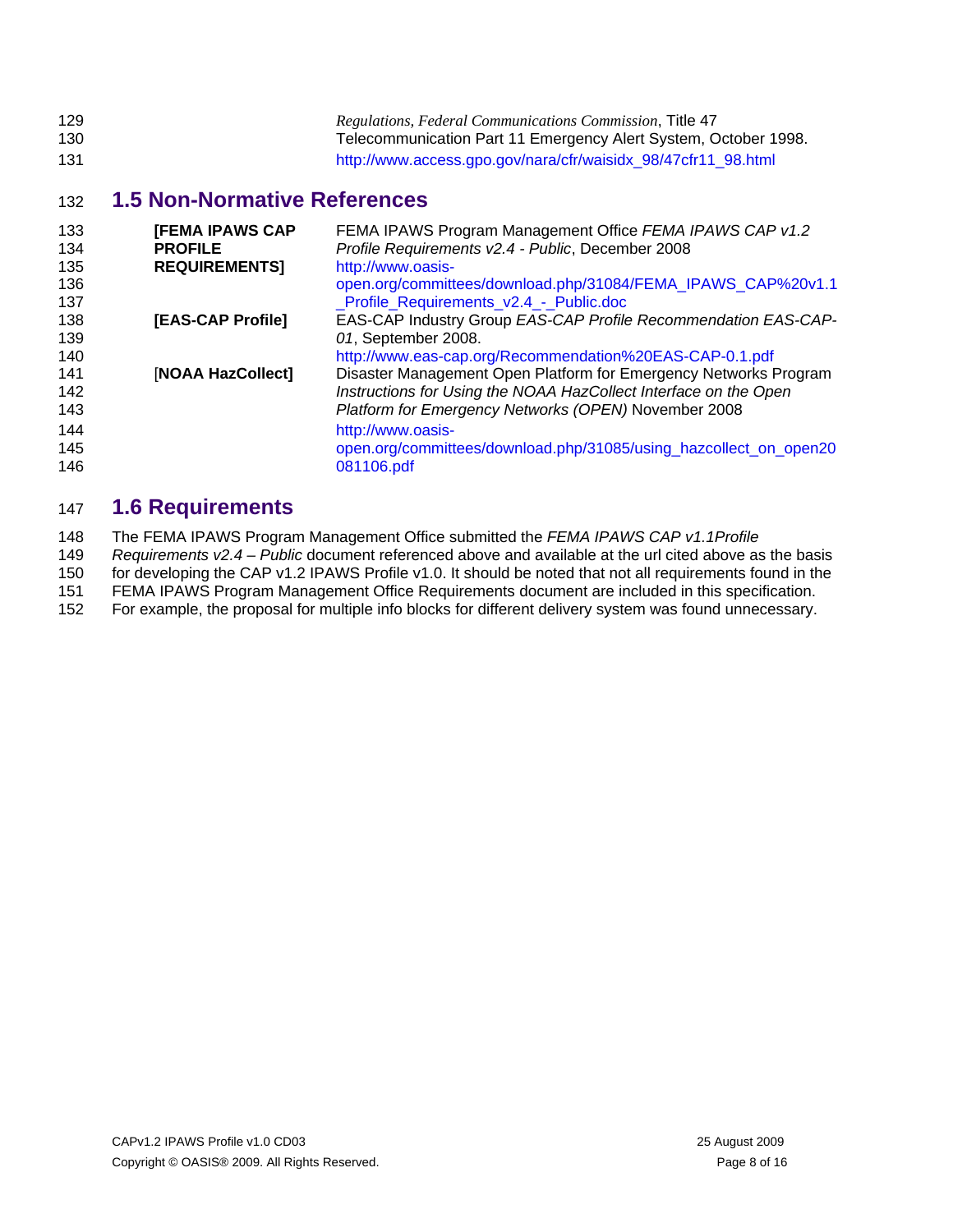*Regulations, Federal Communications Commission*, Title 47 Telecommunication Part 11 Emergency Alert System, October 1998. http://www.access.gpo.gov/nara/cfr/waisidx_98/47cfr11_98.html

## 1.5 Non-Normative References

**[FEMA IPAWS CAP PROFILE REQUIREMENTS]** FEMA IPAWS Program Management Office *FEMA IPAWS CAP v1.2 Profile Requirements v2.4 - Public*, December 2008 http://www.oasis-open.org/committees/download.php/31084/FEMA_IPAWS_CAP%20v1.1_Profile_Requirements_v2.4_-_Public.doc

**[EAS-CAP Profile]** EAS-CAP Industry Group *EAS-CAP Profile Recommendation EAS-CAP-01*, September 2008. http://www.eas-cap.org/Recommendation%20EAS-CAP-0.1.pdf

[**NOAA HazCollect]** Disaster Management Open Platform for Emergency Networks Program *Instructions for Using the NOAA HazCollect Interface on the Open Platform for Emergency Networks (OPEN)* November 2008 http://www.oasis-open.org/committees/download.php/31085/using_hazcollect_on_open20081106.pdf

## 1.6 Requirements

The FEMA IPAWS Program Management Office submitted the *FEMA IPAWS CAP v1.1Profile Requirements v2.4 – Public* document referenced above and available at the url cited above as the basis for developing the CAP v1.2 IPAWS Profile v1.0. It should be noted that not all requirements found in the FEMA IPAWS Program Management Office Requirements document are included in this specification. For example, the proposal for multiple info blocks for different delivery system was found unnecessary.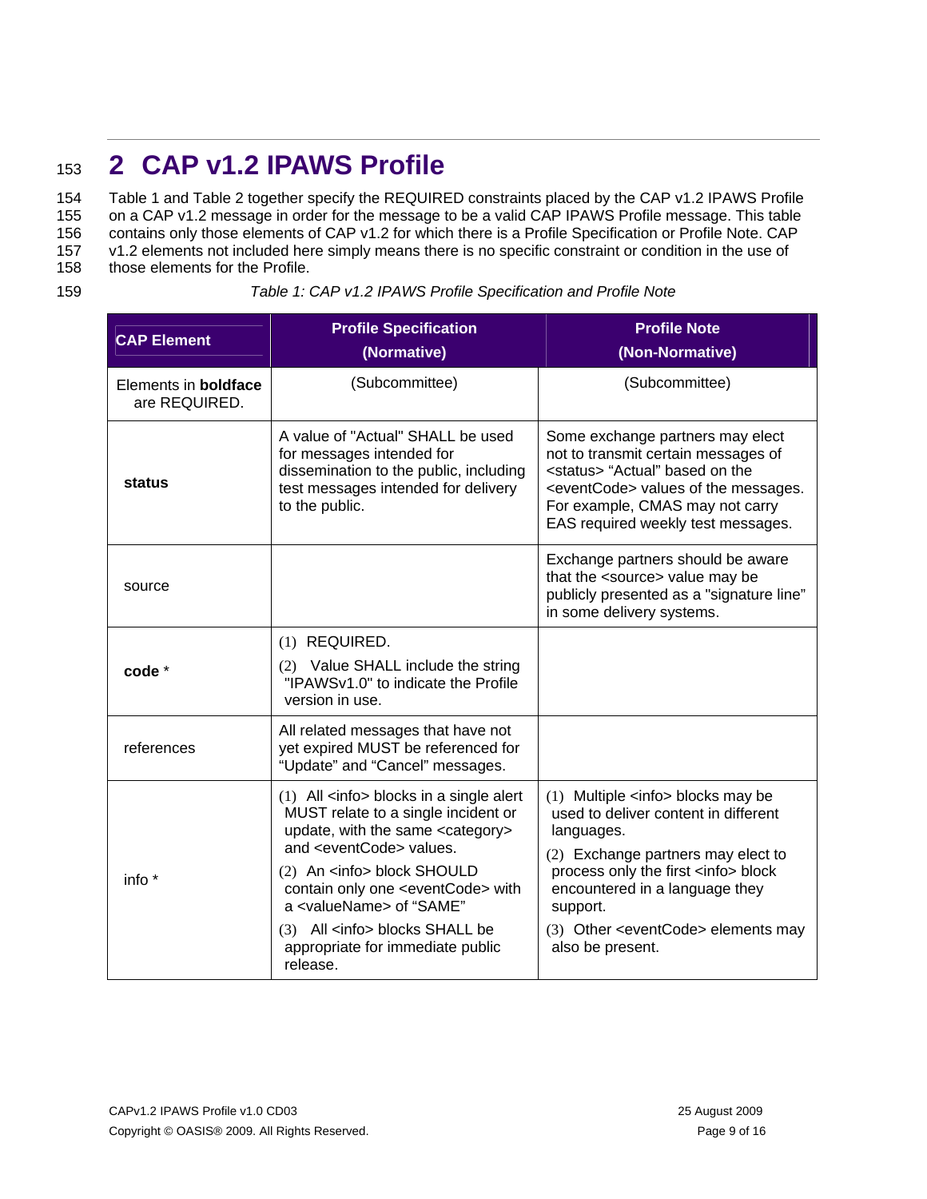## 2 CAP v1.2 IPAWS Profile

Table 1 and Table 2 together specify the REQUIRED constraints placed by the CAP v1.2 IPAWS Profile on a CAP v1.2 message in order for the message to be a valid CAP IPAWS Profile message. This table contains only those elements of CAP v1.2 for which there is a Profile Specification or Profile Note. CAP v1.2 elements not included here simply means there is no specific constraint or condition in the use of those elements for the Profile.

*Table 1: CAP v1.2 IPAWS Profile Specification and Profile Note*

| CAP Element | Profile Specification (Normative) | Profile Note (Non-Normative) |
|---|---|---|
| Elements in **boldface** are REQUIRED. | (Subcommittee) | (Subcommittee) |
| **status** | A value of "Actual" SHALL be used for messages intended for dissemination to the public, including test messages intended for delivery to the public. | Some exchange partners may elect not to transmit certain messages of <status> "Actual" based on the <eventCode> values of the messages. For example, CMAS may not carry EAS required weekly test messages. |
| source | | Exchange partners should be aware that the <source> value may be publicly presented as a "signature line" in some delivery systems. |
| **code** * | (1) REQUIRED.<br>(2) Value SHALL include the string "IPAWSv1.0" to indicate the Profile version in use. | |
| references | All related messages that have not yet expired MUST be referenced for "Update" and "Cancel" messages. | |
| info * | (1) All <info> blocks in a single alert MUST relate to a single incident or update, with the same <category> and <eventCode> values.<br>(2) An <info> block SHOULD contain only one <eventCode> with a <valueName> of "SAME"<br>(3) All <info> blocks SHALL be appropriate for immediate public release. | (1) Multiple <info> blocks may be used to deliver content in different languages.<br>(2) Exchange partners may elect to process only the first <info> block encountered in a language they support.<br>(3) Other <eventCode> elements may also be present. |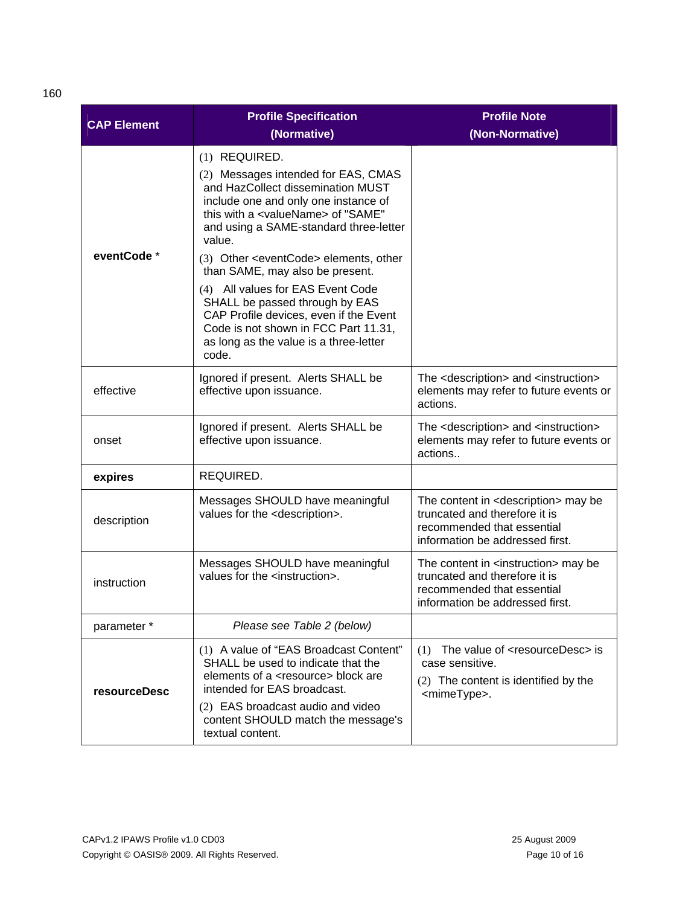160

| CAP Element | Profile Specification (Normative) | Profile Note (Non-Normative) |
|---|---|---|
| **eventCode** * | (1) REQUIRED.<br>(2) Messages intended for EAS, CMAS and HazCollect dissemination MUST include one and only one instance of this with a <valueName> of "SAME" and using a SAME-standard three-letter value.<br>(3) Other <eventCode> elements, other than SAME, may also be present.<br>(4) All values for EAS Event Code SHALL be passed through by EAS CAP Profile devices, even if the Event Code is not shown in FCC Part 11.31, as long as the value is a three-letter code. | |
| effective | Ignored if present. Alerts SHALL be effective upon issuance. | The <description> and <instruction> elements may refer to future events or actions. |
| onset | Ignored if present. Alerts SHALL be effective upon issuance. | The <description> and <instruction> elements may refer to future events or actions.. |
| **expires** | REQUIRED. | |
| description | Messages SHOULD have meaningful values for the <description>. | The content in <description> may be truncated and therefore it is recommended that essential information be addressed first. |
| instruction | Messages SHOULD have meaningful values for the <instruction>. | The content in <instruction> may be truncated and therefore it is recommended that essential information be addressed first. |
| parameter * | *Please see Table 2 (below)* | |
| **resourceDesc** | (1) A value of "EAS Broadcast Content" SHALL be used to indicate that the elements of a <resource> block are intended for EAS broadcast.<br>(2) EAS broadcast audio and video content SHOULD match the message's textual content. | (1) The value of <resourceDesc> is case sensitive.<br>(2) The content is identified by the <mimeType>. |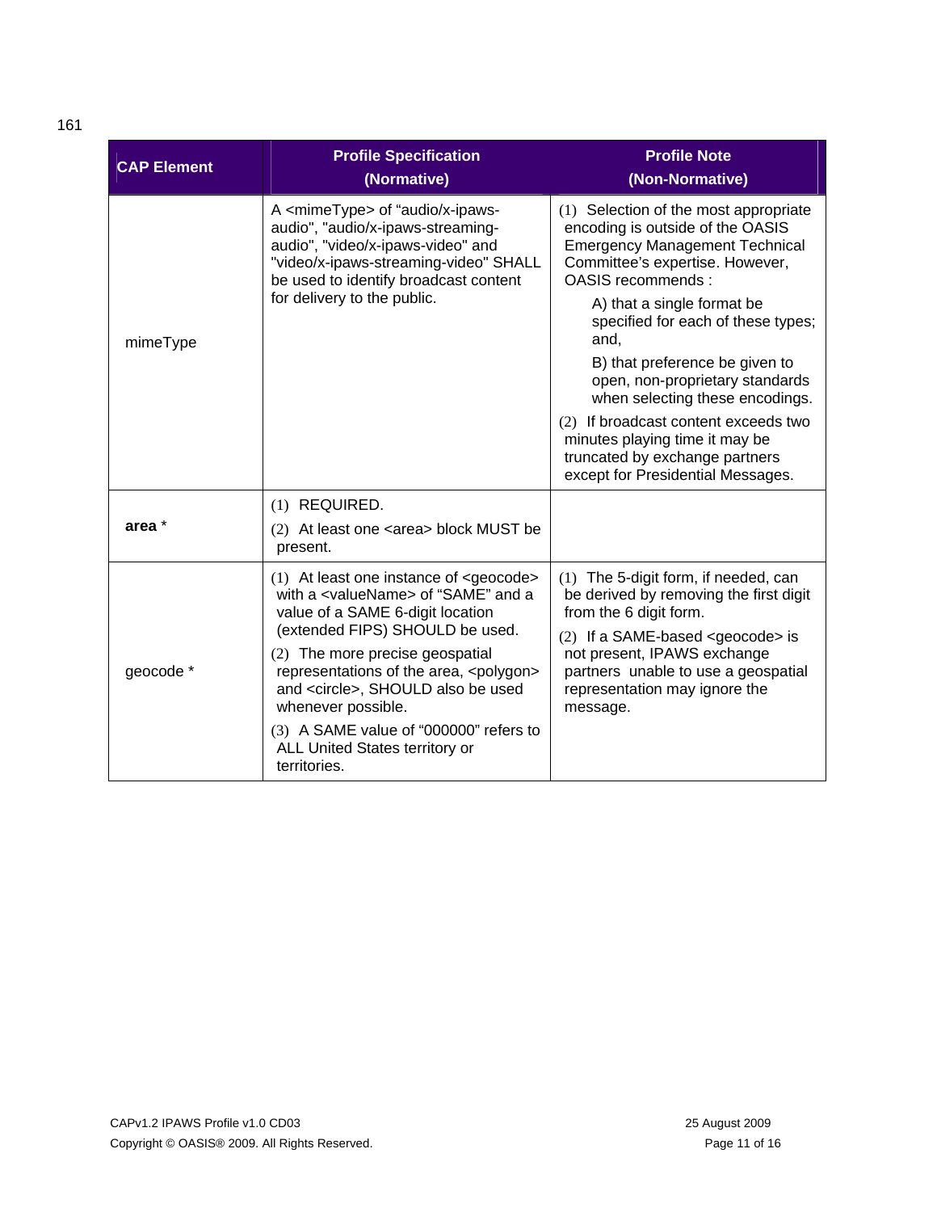161

| CAP Element | Profile Specification (Normative) | Profile Note (Non-Normative) |
|---|---|---|
| mimeType | A <mimeType> of "audio/x-ipaws-audio", "audio/x-ipaws-streaming-audio", "video/x-ipaws-video" and "video/x-ipaws-streaming-video" SHALL be used to identify broadcast content for delivery to the public. | (1) Selection of the most appropriate encoding is outside of the OASIS Emergency Management Technical Committee's expertise. However, OASIS recommends :<br>A) that a single format be specified for each of these types; and,<br>B) that preference be given to open, non-proprietary standards when selecting these encodings.<br>(2) If broadcast content exceeds two minutes playing time it may be truncated by exchange partners except for Presidential Messages. |
| **area** * | (1) REQUIRED.<br>(2) At least one <area> block MUST be present. | |
| geocode * | (1) At least one instance of <geocode> with a <valueName> of "SAME" and a value of a SAME 6-digit location (extended FIPS) SHOULD be used.<br>(2) The more precise geospatial representations of the area, <polygon> and <circle>, SHOULD also be used whenever possible.<br>(3) A SAME value of "000000" refers to ALL United States territory or territories. | (1) The 5-digit form, if needed, can be derived by removing the first digit from the 6 digit form.<br>(2) If a SAME-based <geocode> is not present, IPAWS exchange partners unable to use a geospatial representation may ignore the message. |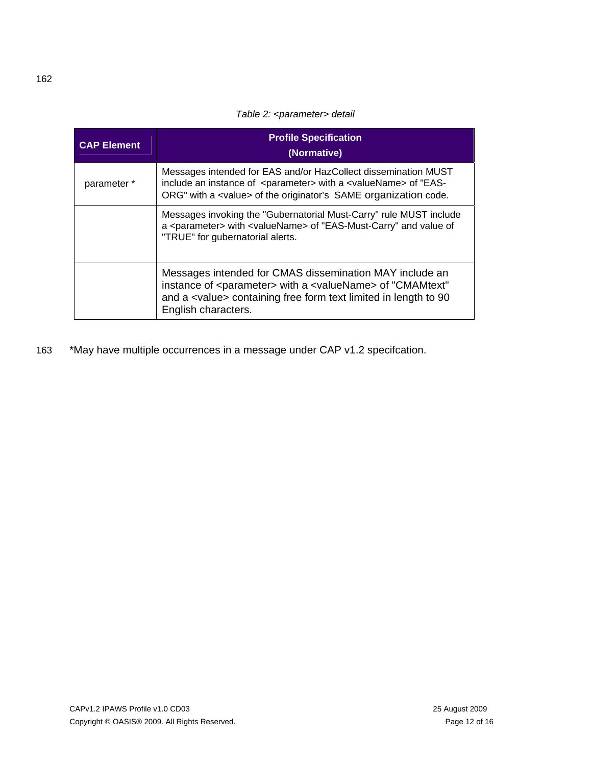*Table 2: <parameter> detail*

| CAP Element | Profile Specification (Normative) |
| --- | --- |
| parameter * | Messages intended for EAS and/or HazCollect dissemination MUST include an instance of <parameter> with a <valueName> of "EAS-ORG" with a <value> of the originator's SAME organization code. |
| | Messages invoking the "Gubernatorial Must-Carry" rule MUST include a <parameter> with <valueName> of "EAS-Must-Carry" and value of "TRUE" for gubernatorial alerts. |
| | Messages intended for CMAS dissemination MAY include an instance of <parameter> with a <valueName> of "CMAMtext" and a <value> containing free form text limited in length to 90 English characters. |

*May have multiple occurrences in a message under CAP v1.2 specifcation.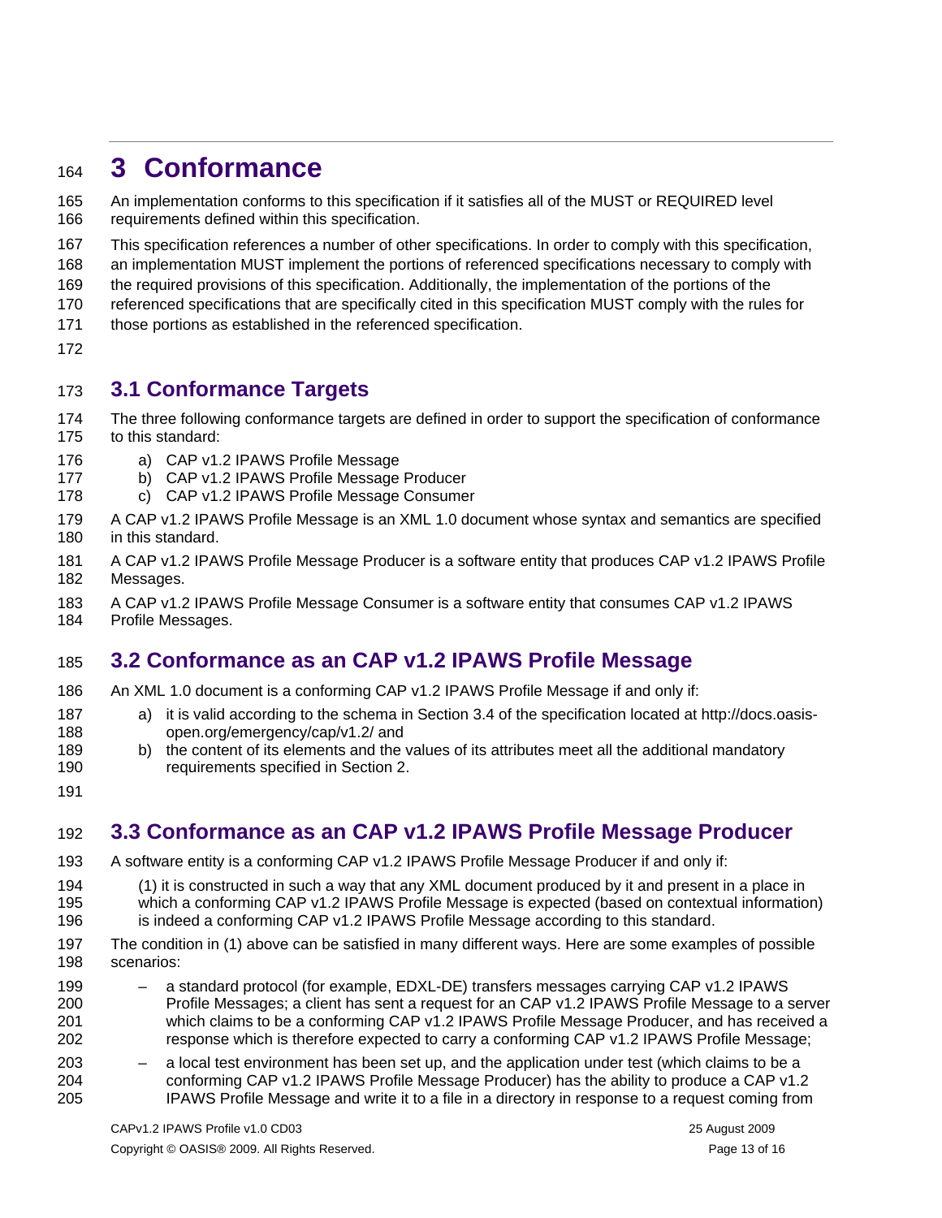# 3 Conformance

An implementation conforms to this specification if it satisfies all of the MUST or REQUIRED level requirements defined within this specification.

This specification references a number of other specifications. In order to comply with this specification, an implementation MUST implement the portions of referenced specifications necessary to comply with the required provisions of this specification. Additionally, the implementation of the portions of the referenced specifications that are specifically cited in this specification MUST comply with the rules for those portions as established in the referenced specification.

## 3.1 Conformance Targets

The three following conformance targets are defined in order to support the specification of conformance to this standard:

a) CAP v1.2 IPAWS Profile Message
b) CAP v1.2 IPAWS Profile Message Producer
c) CAP v1.2 IPAWS Profile Message Consumer

A CAP v1.2 IPAWS Profile Message is an XML 1.0 document whose syntax and semantics are specified in this standard.

A CAP v1.2 IPAWS Profile Message Producer is a software entity that produces CAP v1.2 IPAWS Profile Messages.

A CAP v1.2 IPAWS Profile Message Consumer is a software entity that consumes CAP v1.2 IPAWS Profile Messages.

## 3.2 Conformance as an CAP v1.2 IPAWS Profile Message

An XML 1.0 document is a conforming CAP v1.2 IPAWS Profile Message if and only if:

a) it is valid according to the schema in Section 3.4 of the specification located at http://docs.oasis-open.org/emergency/cap/v1.2/ and
b) the content of its elements and the values of its attributes meet all the additional mandatory requirements specified in Section 2.

## 3.3 Conformance as an CAP v1.2 IPAWS Profile Message Producer

A software entity is a conforming CAP v1.2 IPAWS Profile Message Producer if and only if:

(1) it is constructed in such a way that any XML document produced by it and present in a place in which a conforming CAP v1.2 IPAWS Profile Message is expected (based on contextual information) is indeed a conforming CAP v1.2 IPAWS Profile Message according to this standard.

The condition in (1) above can be satisfied in many different ways. Here are some examples of possible scenarios:

– a standard protocol (for example, EDXL-DE) transfers messages carrying CAP v1.2 IPAWS Profile Messages; a client has sent a request for an CAP v1.2 IPAWS Profile Message to a server which claims to be a conforming CAP v1.2 IPAWS Profile Message Producer, and has received a response which is therefore expected to carry a conforming CAP v1.2 IPAWS Profile Message;

– a local test environment has been set up, and the application under test (which claims to be a conforming CAP v1.2 IPAWS Profile Message Producer) has the ability to produce a CAP v1.2 IPAWS Profile Message and write it to a file in a directory in response to a request coming from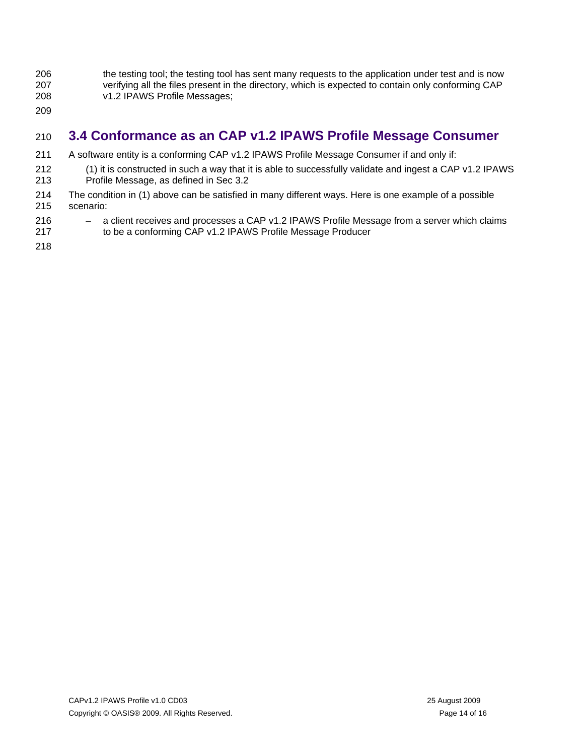the testing tool; the testing tool has sent many requests to the application under test and is now verifying all the files present in the directory, which is expected to contain only conforming CAP v1.2 IPAWS Profile Messages;

## 3.4 Conformance as an CAP v1.2 IPAWS Profile Message Consumer

A software entity is a conforming CAP v1.2 IPAWS Profile Message Consumer if and only if:

(1) it is constructed in such a way that it is able to successfully validate and ingest a CAP v1.2 IPAWS Profile Message, as defined in Sec 3.2

The condition in (1) above can be satisfied in many different ways. Here is one example of a possible scenario:

– a client receives and processes a CAP v1.2 IPAWS Profile Message from a server which claims to be a conforming CAP v1.2 IPAWS Profile Message Producer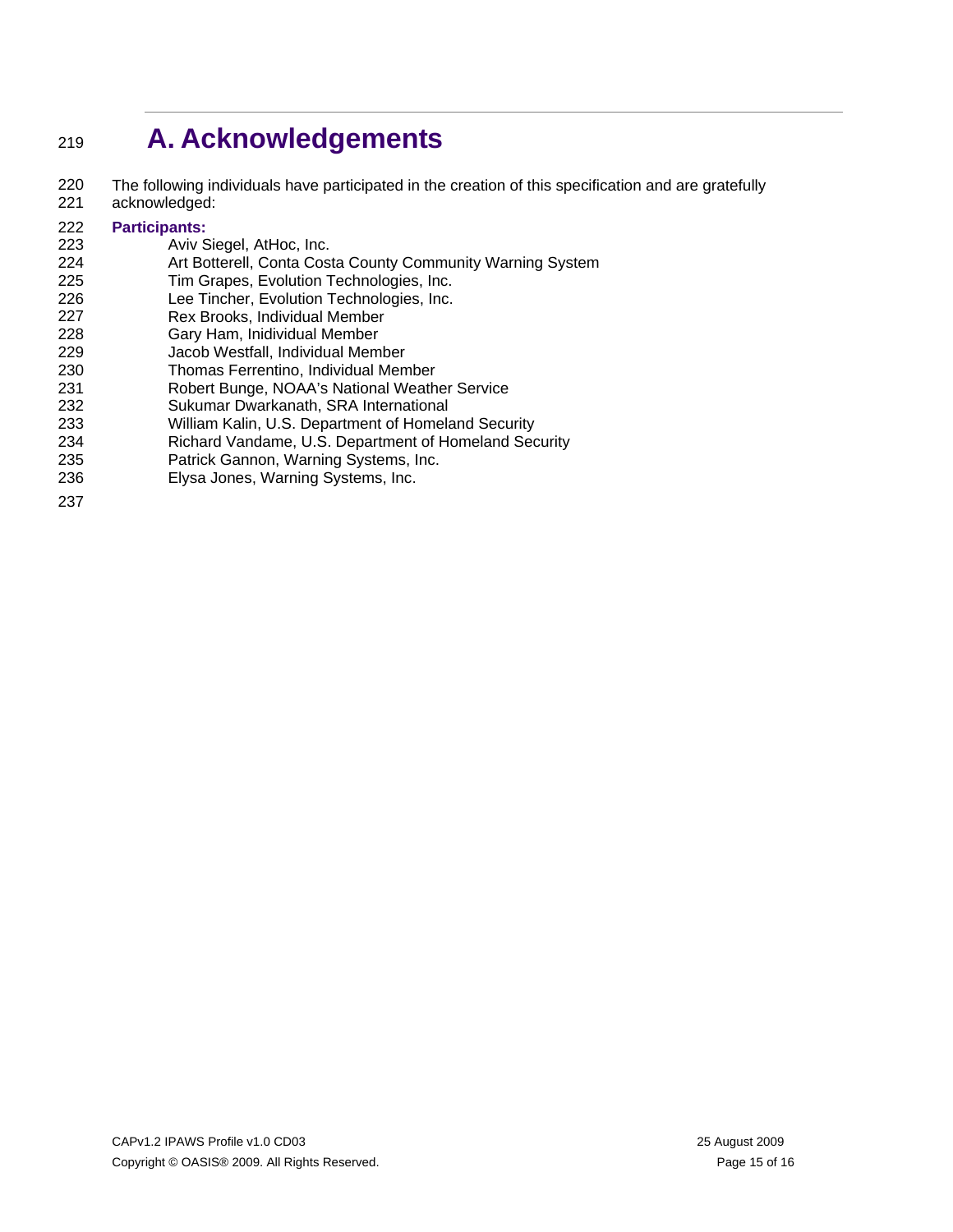# A. Acknowledgements

The following individuals have participated in the creation of this specification and are gratefully acknowledged:

**Participants:**

Aviv Siegel, AtHoc, Inc.
Art Botterell, Conta Costa County Community Warning System
Tim Grapes, Evolution Technologies, Inc.
Lee Tincher, Evolution Technologies, Inc.
Rex Brooks, Individual Member
Gary Ham, Inidividual Member
Jacob Westfall, Individual Member
Thomas Ferrentino, Individual Member
Robert Bunge, NOAA's National Weather Service
Sukumar Dwarkanath, SRA International
William Kalin, U.S. Department of Homeland Security
Richard Vandame, U.S. Department of Homeland Security
Patrick Gannon, Warning Systems, Inc.
Elysa Jones, Warning Systems, Inc.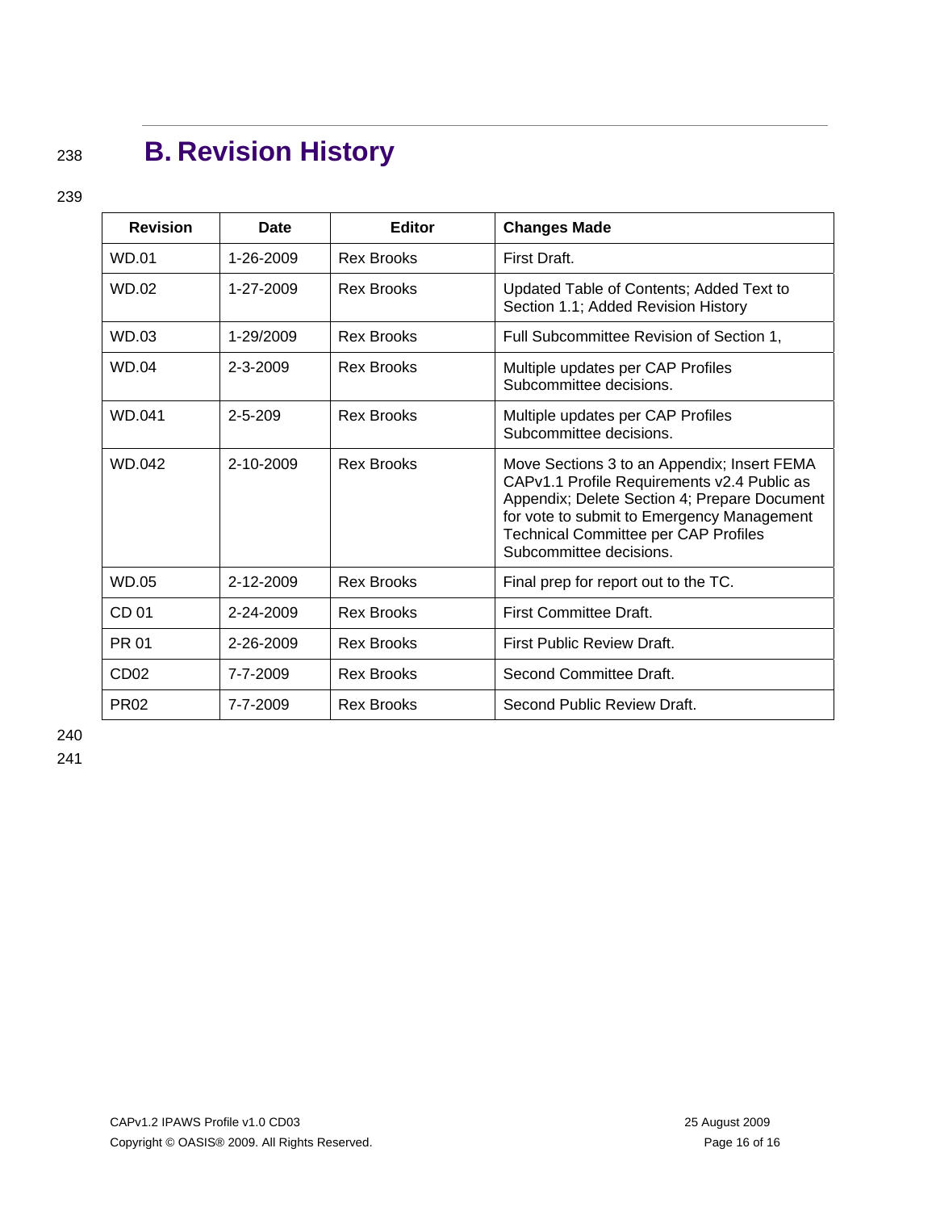# B. Revision History

| Revision | Date | Editor | Changes Made |
|---|---|---|---|
| WD.01 | 1-26-2009 | Rex Brooks | First Draft. |
| WD.02 | 1-27-2009 | Rex Brooks | Updated Table of Contents; Added Text to Section 1.1; Added Revision History |
| WD.03 | 1-29/2009 | Rex Brooks | Full Subcommittee Revision of Section 1, |
| WD.04 | 2-3-2009 | Rex Brooks | Multiple updates per CAP Profiles Subcommittee decisions. |
| WD.041 | 2-5-209 | Rex Brooks | Multiple updates per CAP Profiles Subcommittee decisions. |
| WD.042 | 2-10-2009 | Rex Brooks | Move Sections 3 to an Appendix; Insert FEMA CAPv1.1 Profile Requirements v2.4 Public as Appendix; Delete Section 4; Prepare Document for vote to submit to Emergency Management Technical Committee per CAP Profiles Subcommittee decisions. |
| WD.05 | 2-12-2009 | Rex Brooks | Final prep for report out to the TC. |
| CD 01 | 2-24-2009 | Rex Brooks | First Committee Draft. |
| PR 01 | 2-26-2009 | Rex Brooks | First Public Review Draft. |
| CD02 | 7-7-2009 | Rex Brooks | Second Committee Draft. |
| PR02 | 7-7-2009 | Rex Brooks | Second Public Review Draft. |